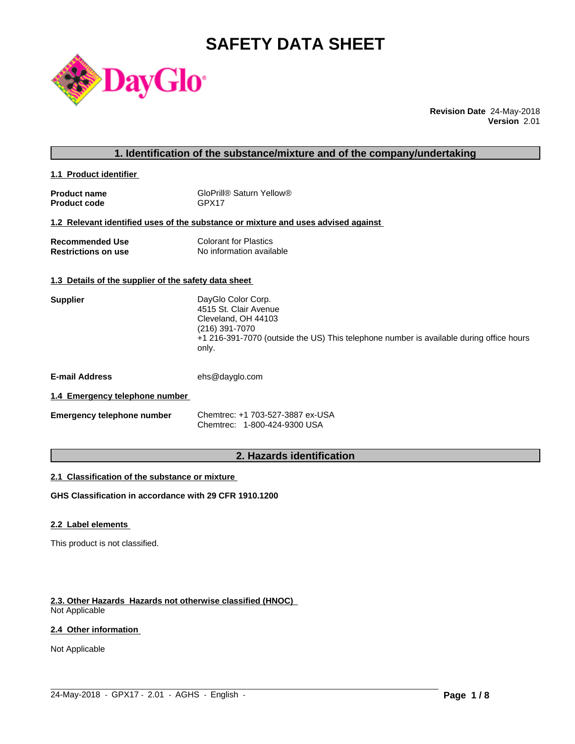# SAFETY DATA SHEET

**Revision Date** 24-May-2018
**Version** 2.01

## 1. Identification of the substance/mixture and of the company/undertaking

### 1.1 Product identifier

| | |
|---|---|
| **Product name** | GloPrill® Saturn Yellow® |
| **Product code** | GPX17 |

### 1.2 Relevant identified uses of the substance or mixture and uses advised against

| | |
|---|---|
| **Recommended Use** | Colorant for Plastics |
| **Restrictions on use** | No information available |

### 1.3 Details of the supplier of the safety data sheet

**Supplier**

DayGlo Color Corp.
4515 St. Clair Avenue
Cleveland, OH 44103
(216) 391-7070
+1 216-391-7070 (outside the US) This telephone number is available during office hours only.

**E-mail Address** ehs@dayglo.com

### 1.4 Emergency telephone number

**Emergency telephone number**

Chemtrec: +1 703-527-3887 ex-USA
Chemtrec: 1-800-424-9300 USA

## 2. Hazards identification

### 2.1 Classification of the substance or mixture

**GHS Classification in accordance with 29 CFR 1910.1200**

### 2.2 Label elements

This product is not classified.

### 2.3. Other Hazards Hazards not otherwise classified (HNOC)

Not Applicable

### 2.4 Other information

Not Applicable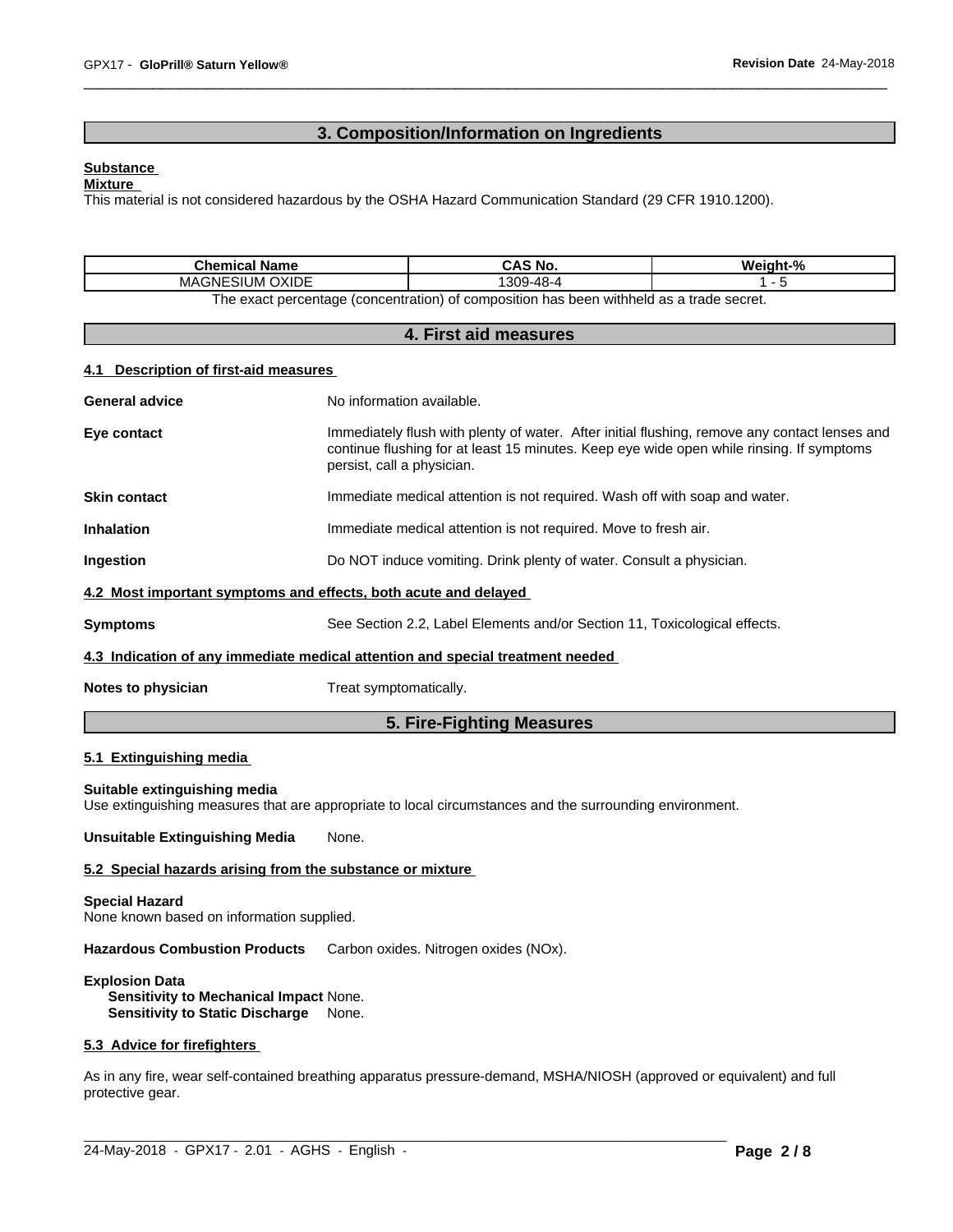## 3. Composition/Information on Ingredients

**Substance**

**Mixture**

This material is not considered hazardous by the OSHA Hazard Communication Standard (29 CFR 1910.1200).

| Chemical Name | CAS No. | Weight-% |
|---|---|---|
| MAGNESIUM OXIDE | 1309-48-4 | 1 - 5 |

The exact percentage (concentration) of composition has been withheld as a trade secret.

## 4. First aid measures

### 4.1 Description of first-aid measures

**General advice** No information available.

**Eye contact** Immediately flush with plenty of water. After initial flushing, remove any contact lenses and continue flushing for at least 15 minutes. Keep eye wide open while rinsing. If symptoms persist, call a physician.

**Skin contact** Immediate medical attention is not required. Wash off with soap and water.

**Inhalation** Immediate medical attention is not required. Move to fresh air.

**Ingestion** Do NOT induce vomiting. Drink plenty of water. Consult a physician.

### 4.2 Most important symptoms and effects, both acute and delayed

**Symptoms** See Section 2.2, Label Elements and/or Section 11, Toxicological effects.

### 4.3 Indication of any immediate medical attention and special treatment needed

**Notes to physician** Treat symptomatically.

## 5. Fire-Fighting Measures

### 5.1 Extinguishing media

**Suitable extinguishing media**

Use extinguishing measures that are appropriate to local circumstances and the surrounding environment.

**Unsuitable Extinguishing Media** None.

### 5.2 Special hazards arising from the substance or mixture

**Special Hazard**

None known based on information supplied.

**Hazardous Combustion Products** Carbon oxides. Nitrogen oxides (NOx).

**Explosion Data**

**Sensitivity to Mechanical Impact** None.
**Sensitivity to Static Discharge** None.

### 5.3 Advice for firefighters

As in any fire, wear self-contained breathing apparatus pressure-demand, MSHA/NIOSH (approved or equivalent) and full protective gear.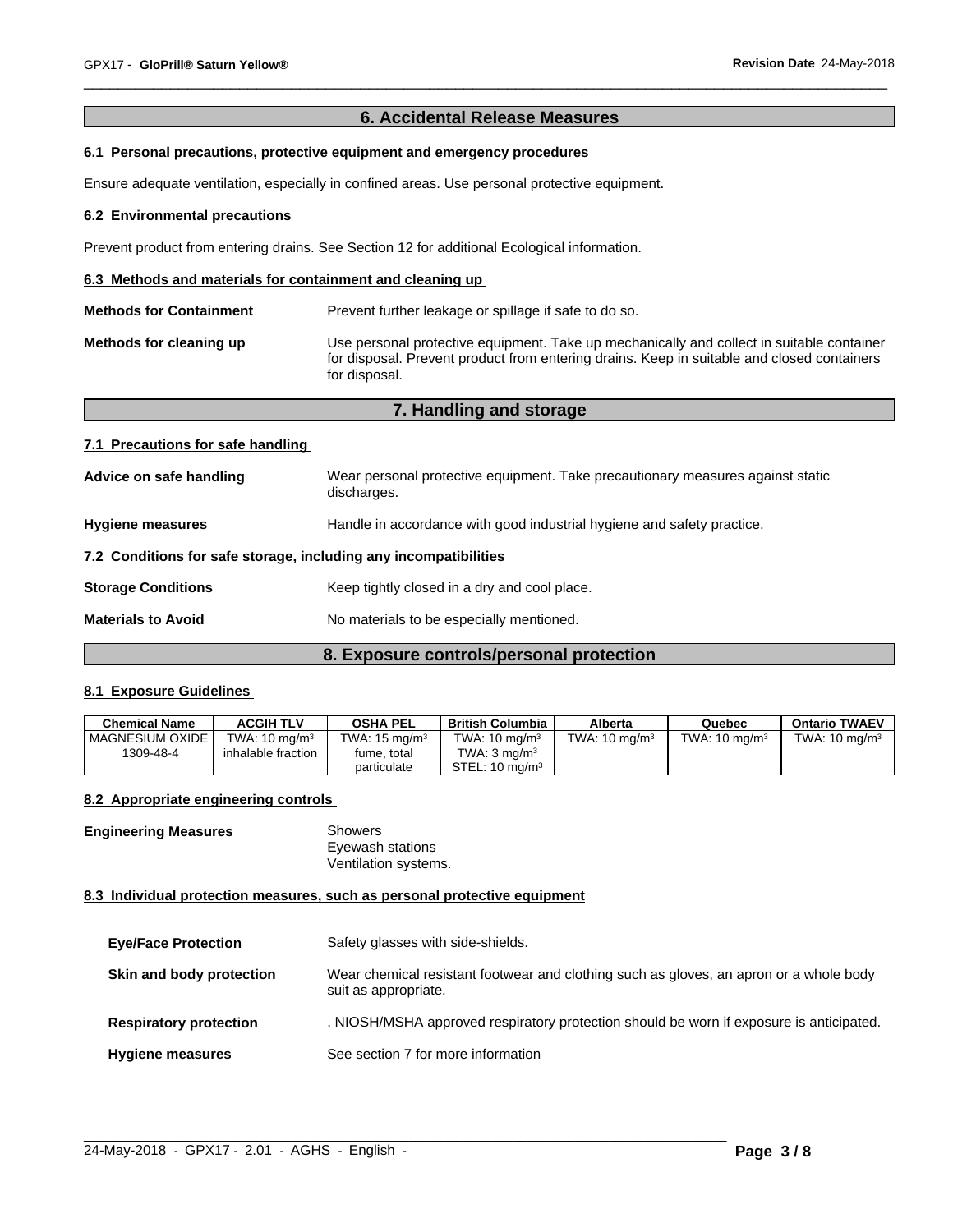## 6. Accidental Release Measures

### 6.1 Personal precautions, protective equipment and emergency procedures

Ensure adequate ventilation, especially in confined areas. Use personal protective equipment.

### 6.2 Environmental precautions

Prevent product from entering drains. See Section 12 for additional Ecological information.

### 6.3 Methods and materials for containment and cleaning up

**Methods for Containment** Prevent further leakage or spillage if safe to do so.

**Methods for cleaning up** Use personal protective equipment. Take up mechanically and collect in suitable container for disposal. Prevent product from entering drains. Keep in suitable and closed containers for disposal.

## 7. Handling and storage

### 7.1 Precautions for safe handling

**Advice on safe handling** Wear personal protective equipment. Take precautionary measures against static discharges.

**Hygiene measures** Handle in accordance with good industrial hygiene and safety practice.

### 7.2 Conditions for safe storage, including any incompatibilities

**Storage Conditions** Keep tightly closed in a dry and cool place.

**Materials to Avoid** No materials to be especially mentioned.

## 8. Exposure controls/personal protection

### 8.1 Exposure Guidelines

| Chemical Name | ACGIH TLV | OSHA PEL | British Columbia | Alberta | Quebec | Ontario TWAEV |
|---|---|---|---|---|---|---|
| MAGNESIUM OXIDE 1309-48-4 | TWA: 10 mg/m³ inhalable fraction | TWA: 15 mg/m³ fume, total particulate | TWA: 10 mg/m³ TWA: 3 mg/m³ STEL: 10 mg/m³ | TWA: 10 mg/m³ | TWA: 10 mg/m³ | TWA: 10 mg/m³ |

### 8.2 Appropriate engineering controls

**Engineering Measures** Showers
Eyewash stations
Ventilation systems.

### 8.3 Individual protection measures, such as personal protective equipment

**Eye/Face Protection** Safety glasses with side-shields.

**Skin and body protection** Wear chemical resistant footwear and clothing such as gloves, an apron or a whole body suit as appropriate.

**Respiratory protection** . NIOSH/MSHA approved respiratory protection should be worn if exposure is anticipated.

**Hygiene measures** See section 7 for more information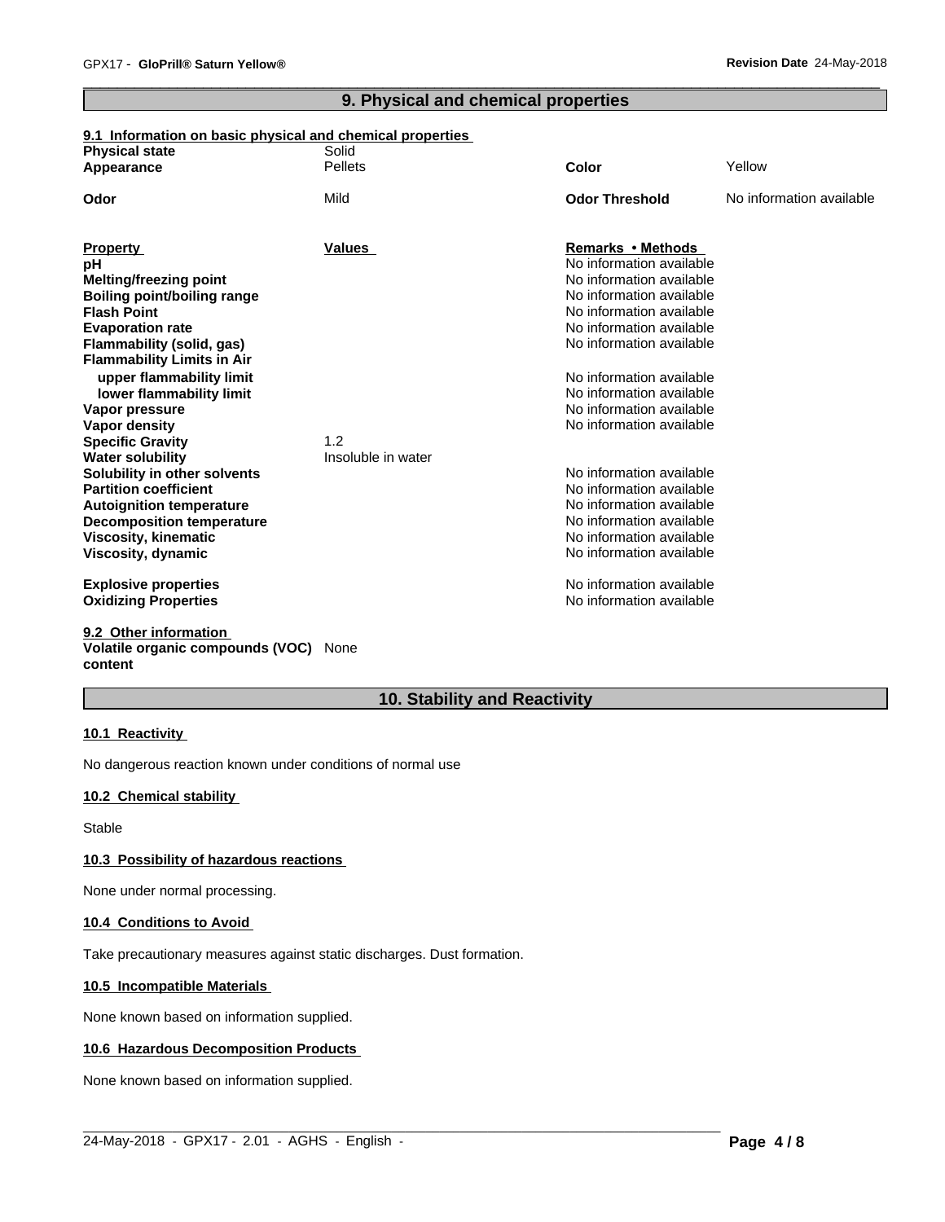## 9. Physical and chemical properties

### 9.1 Information on basic physical and chemical properties

| | | | |
|---|---|---|---|
| **Physical state** | Solid | | |
| **Appearance** | Pellets | **Color** | Yellow |
| **Odor** | Mild | **Odor Threshold** | No information available |

| Property | Values | Remarks • Methods |
|---|---|---|
| **pH** | | No information available |
| **Melting/freezing point** | | No information available |
| **Boiling point/boiling range** | | No information available |
| **Flash Point** | | No information available |
| **Evaporation rate** | | No information available |
| **Flammability (solid, gas)** | | No information available |
| **Flammability Limits in Air** | | |
| **upper flammability limit** | | No information available |
| **lower flammability limit** | | No information available |
| **Vapor pressure** | | No information available |
| **Vapor density** | | No information available |
| **Specific Gravity** | 1.2 | |
| **Water solubility** | Insoluble in water | |
| **Solubility in other solvents** | | No information available |
| **Partition coefficient** | | No information available |
| **Autoignition temperature** | | No information available |
| **Decomposition temperature** | | No information available |
| **Viscosity, kinematic** | | No information available |
| **Viscosity, dynamic** | | No information available |
| **Explosive properties** | | No information available |
| **Oxidizing Properties** | | No information available |

### 9.2 Other information

**Volatile organic compounds (VOC) content** None

## 10. Stability and Reactivity

### 10.1 Reactivity

No dangerous reaction known under conditions of normal use

### 10.2 Chemical stability

Stable

### 10.3 Possibility of hazardous reactions

None under normal processing.

### 10.4 Conditions to Avoid

Take precautionary measures against static discharges. Dust formation.

### 10.5 Incompatible Materials

None known based on information supplied.

### 10.6 Hazardous Decomposition Products

None known based on information supplied.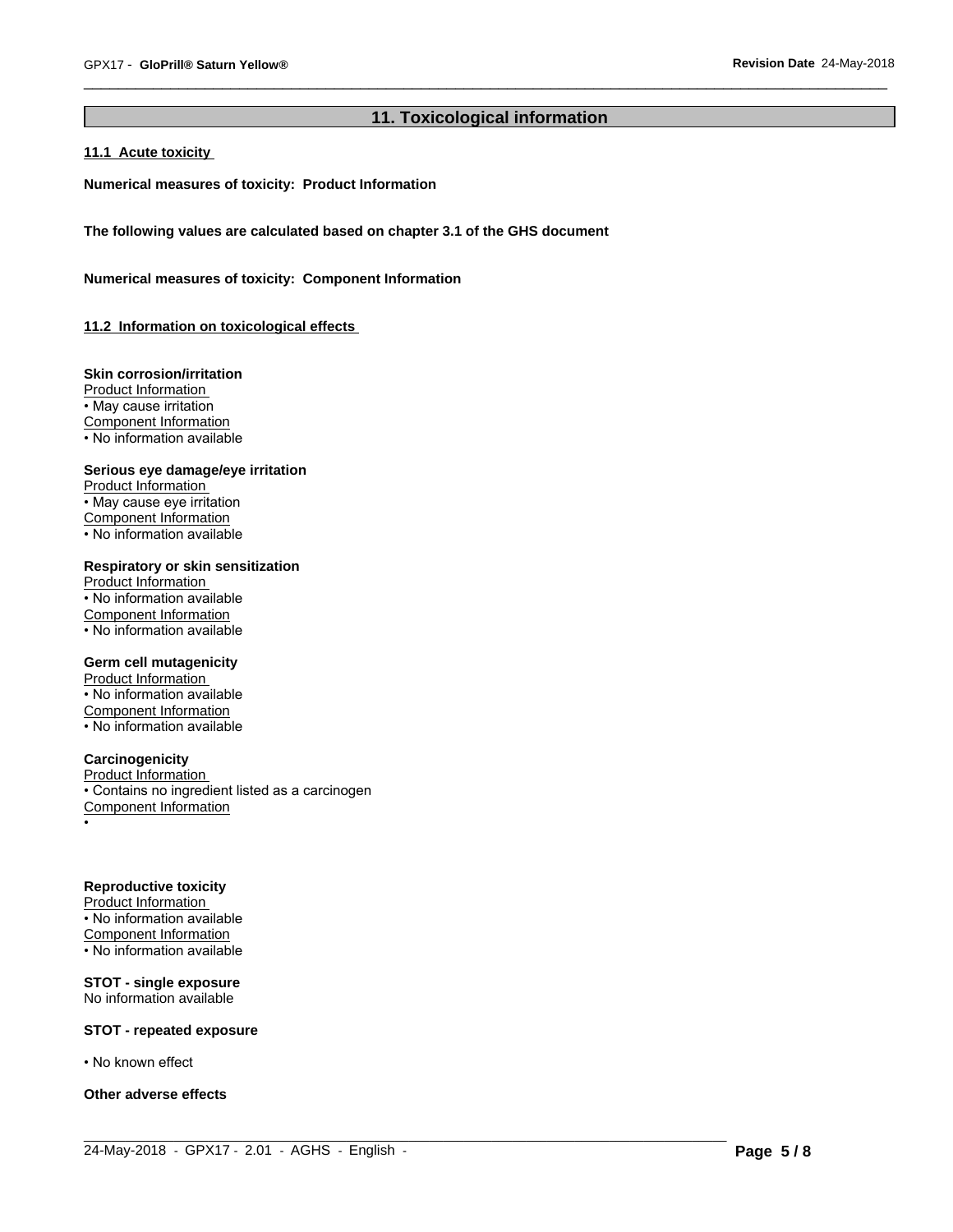## 11. Toxicological information

### 11.1 Acute toxicity

**Numerical measures of toxicity: Product Information**

**The following values are calculated based on chapter 3.1 of the GHS document**

**Numerical measures of toxicity: Component Information**

### 11.2 Information on toxicological effects

**Skin corrosion/irritation**

Product Information

- May cause irritation

Component Information

- No information available

**Serious eye damage/eye irritation**

Product Information

- May cause eye irritation

Component Information

- No information available

**Respiratory or skin sensitization**

Product Information

- No information available

Component Information

- No information available

**Germ cell mutagenicity**

Product Information

- No information available

Component Information

- No information available

**Carcinogenicity**

Product Information

- Contains no ingredient listed as a carcinogen

Component Information

•

**Reproductive toxicity**

Product Information

- No information available

Component Information

- No information available

**STOT - single exposure**

No information available

**STOT - repeated exposure**

- No known effect

**Other adverse effects**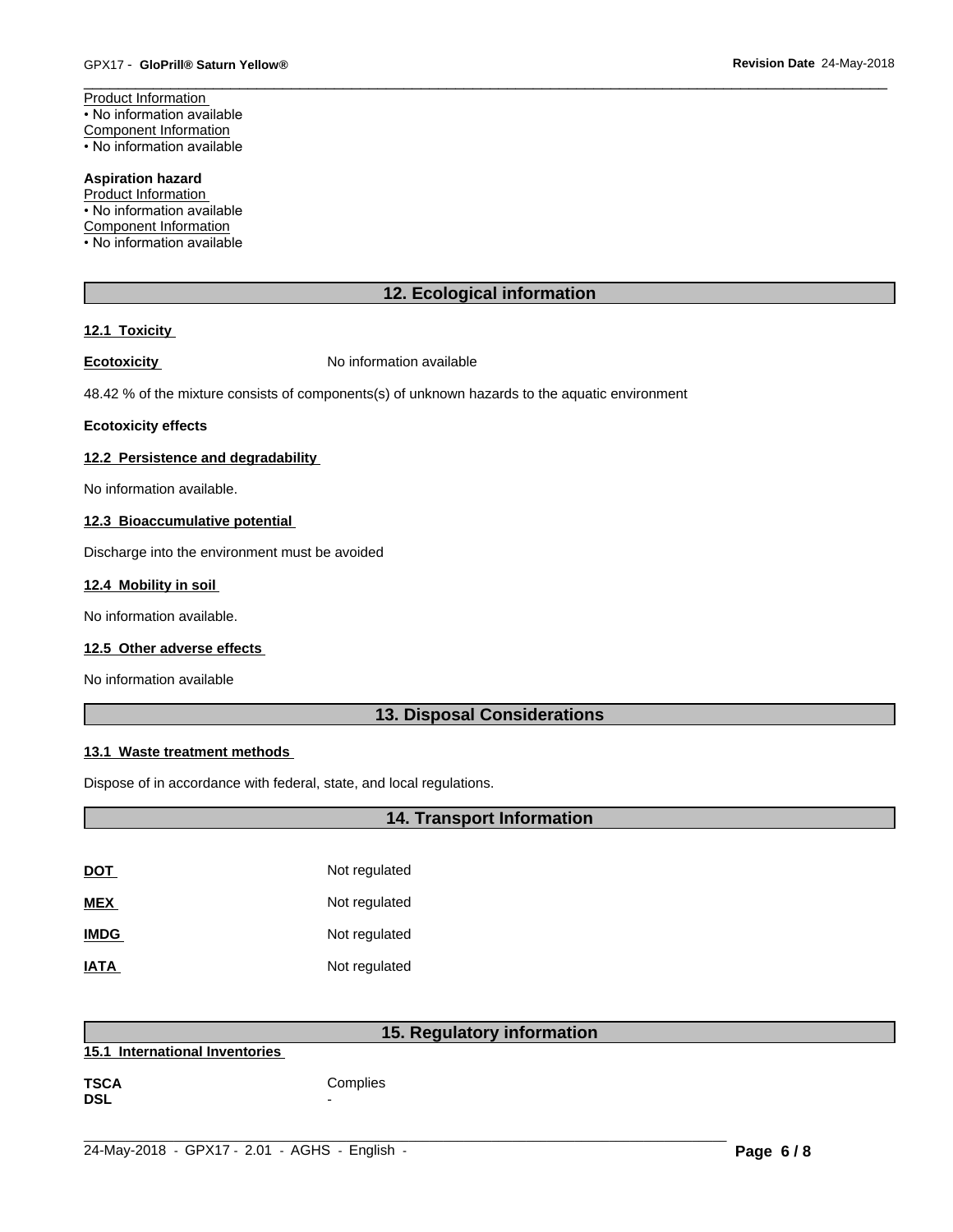Product Information
• No information available
Component Information
• No information available

**Aspiration hazard**
Product Information
• No information available
Component Information
• No information available

## 12. Ecological information

### 12.1 Toxicity

**Ecotoxicity** No information available

48.42 % of the mixture consists of components(s) of unknown hazards to the aquatic environment

**Ecotoxicity effects**

### 12.2 Persistence and degradability

No information available.

### 12.3 Bioaccumulative potential

Discharge into the environment must be avoided

### 12.4 Mobility in soil

No information available.

### 12.5 Other adverse effects

No information available

## 13. Disposal Considerations

### 13.1 Waste treatment methods

Dispose of in accordance with federal, state, and local regulations.

## 14. Transport Information

| | |
|---|---|
| **DOT** | Not regulated |
| **MEX** | Not regulated |
| **IMDG** | Not regulated |
| **IATA** | Not regulated |

## 15. Regulatory information

### 15.1 International Inventories

| | |
|---|---|
| **TSCA** | Complies |
| **DSL** | - |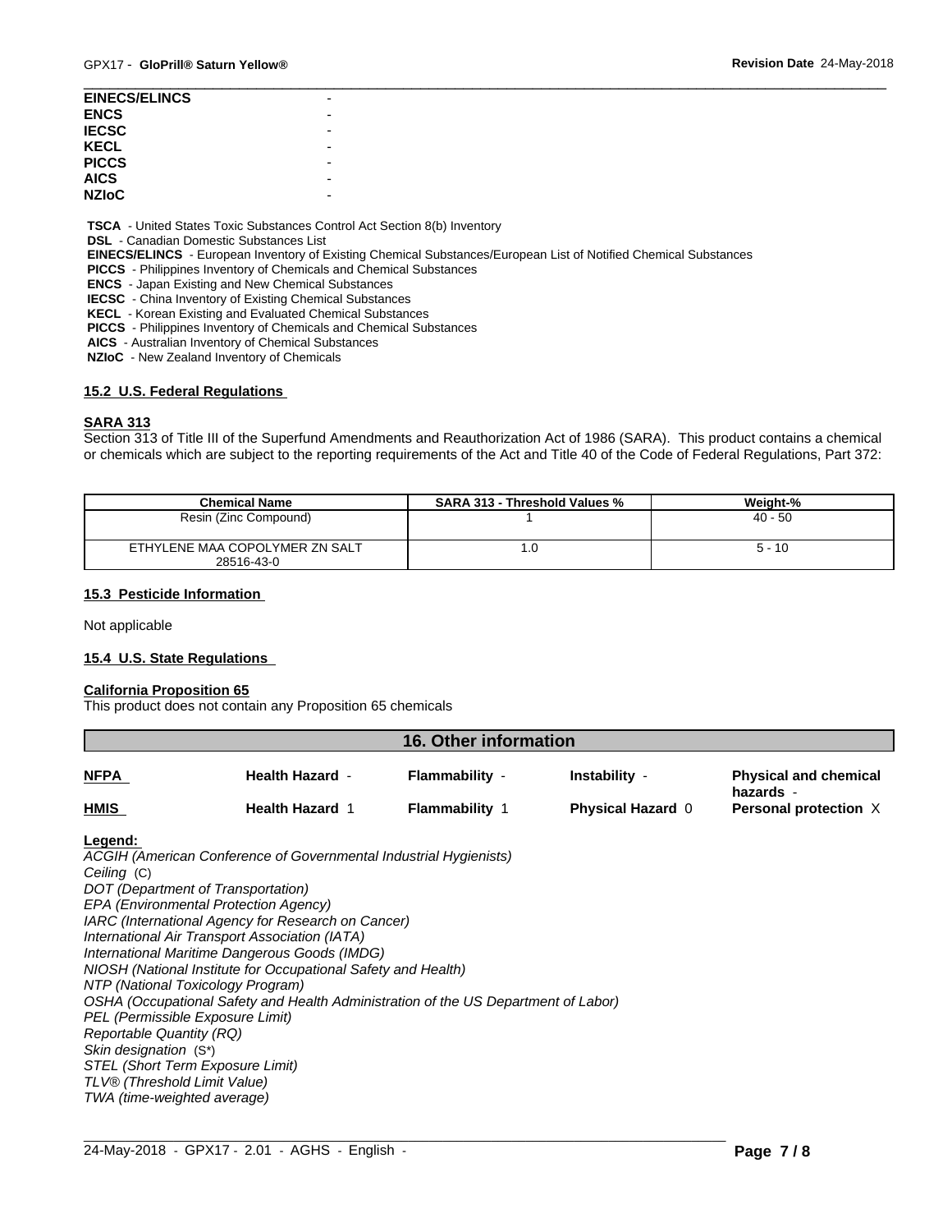| | |
|---|---|
| **EINECS/ELINCS** | - |
| **ENCS** | - |
| **IECSC** | - |
| **KECL** | - |
| **PICCS** | - |
| **AICS** | - |
| **NZIoC** | - |

**TSCA** - United States Toxic Substances Control Act Section 8(b) Inventory
**DSL** - Canadian Domestic Substances List
**EINECS/ELINCS** - European Inventory of Existing Chemical Substances/European List of Notified Chemical Substances
**PICCS** - Philippines Inventory of Chemicals and Chemical Substances
**ENCS** - Japan Existing and New Chemical Substances
**IECSC** - China Inventory of Existing Chemical Substances
**KECL** - Korean Existing and Evaluated Chemical Substances
**PICCS** - Philippines Inventory of Chemicals and Chemical Substances
**AICS** - Australian Inventory of Chemical Substances
**NZIoC** - New Zealand Inventory of Chemicals

### 15.2 U.S. Federal Regulations

**SARA 313**

Section 313 of Title III of the Superfund Amendments and Reauthorization Act of 1986 (SARA). This product contains a chemical or chemicals which are subject to the reporting requirements of the Act and Title 40 of the Code of Federal Regulations, Part 372:

| Chemical Name | SARA 313 - Threshold Values % | Weight-% |
|---|---|---|
| Resin (Zinc Compound) | 1 | 40 - 50 |
| ETHYLENE MAA COPOLYMER ZN SALT 28516-43-0 | 1.0 | 5 - 10 |

### 15.3 Pesticide Information

Not applicable

### 15.4 U.S. State Regulations

**California Proposition 65**

This product does not contain any Proposition 65 chemicals

## 16. Other information

| | | | | |
|---|---|---|---|---|
| **NFPA** | **Health Hazard** - | **Flammability** - | **Instability** - | **Physical and chemical hazards** - |
| **HMIS** | **Health Hazard** 1 | **Flammability** 1 | **Physical Hazard** 0 | **Personal protection** X |

**Legend:**

*ACGIH (American Conference of Governmental Industrial Hygienists)*
*Ceiling* (C)
*DOT (Department of Transportation)*
*EPA (Environmental Protection Agency)*
*IARC (International Agency for Research on Cancer)*
*International Air Transport Association (IATA)*
*International Maritime Dangerous Goods (IMDG)*
*NIOSH (National Institute for Occupational Safety and Health)*
*NTP (National Toxicology Program)*
*OSHA (Occupational Safety and Health Administration of the US Department of Labor)*
*PEL (Permissible Exposure Limit)*
*Reportable Quantity (RQ)*
*Skin designation* (S*)
*STEL (Short Term Exposure Limit)*
*TLV® (Threshold Limit Value)*
*TWA (time-weighted average)*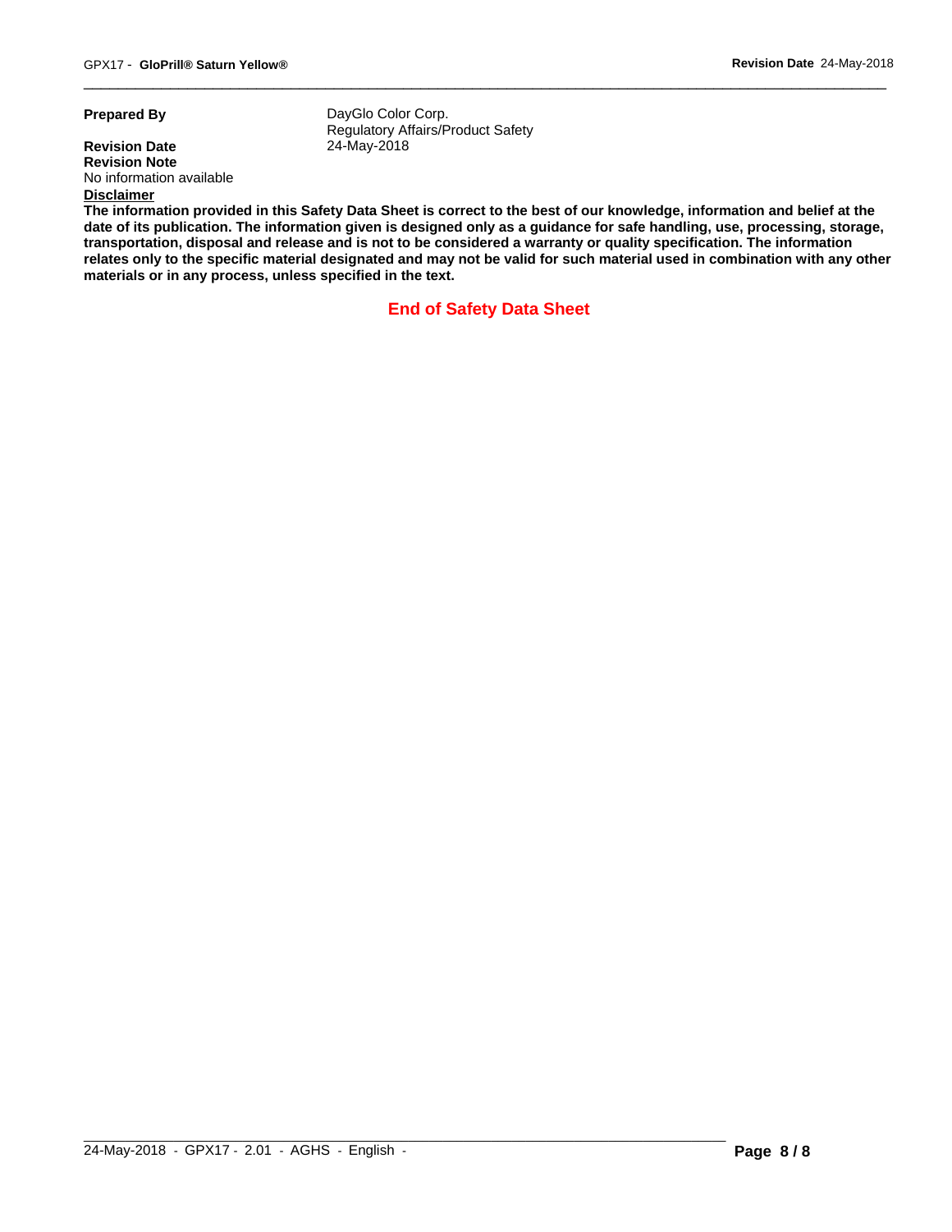**Prepared By** DayGlo Color Corp.
Regulatory Affairs/Product Safety

**Revision Date** 24-May-2018

**Revision Note**

No information available

**Disclaimer**

**The information provided in this Safety Data Sheet is correct to the best of our knowledge, information and belief at the date of its publication. The information given is designed only as a guidance for safe handling, use, processing, storage, transportation, disposal and release and is not to be considered a warranty or quality specification. The information relates only to the specific material designated and may not be valid for such material used in combination with any other materials or in any process, unless specified in the text.**

**End of Safety Data Sheet**